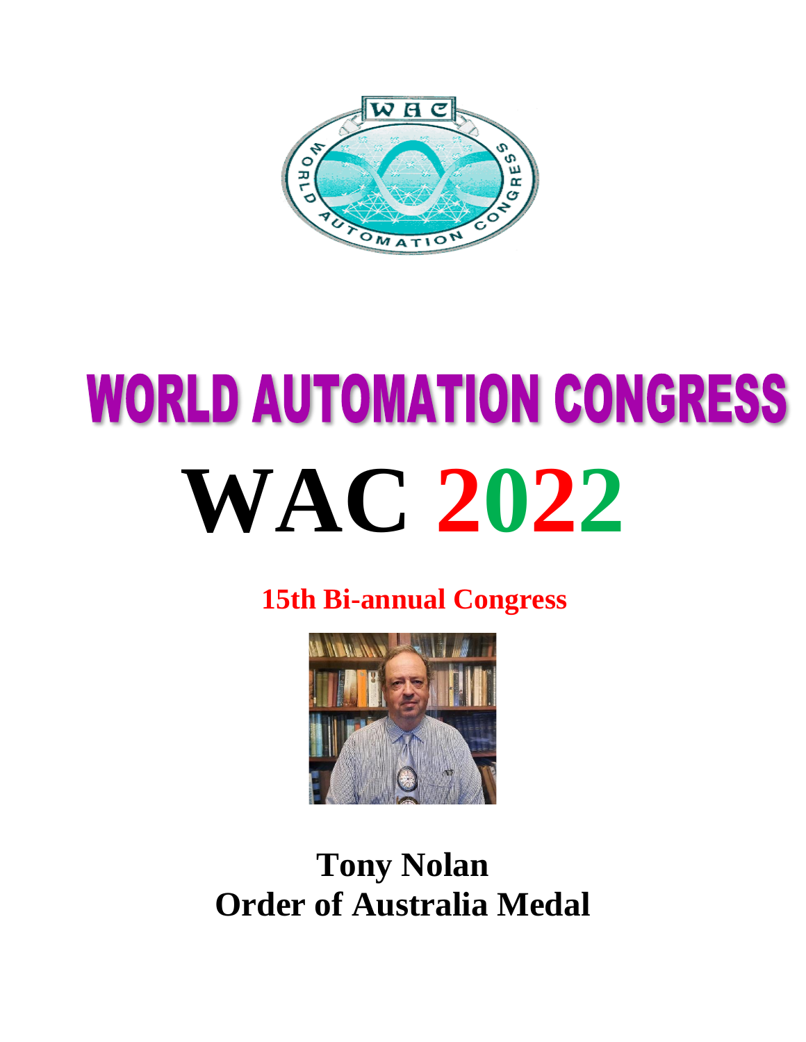# WORLD AUTOMATION CONGRESS

# WAC 2022

**15th Bi-annual Congress**

## Tony Nolan
## Order of Australia Medal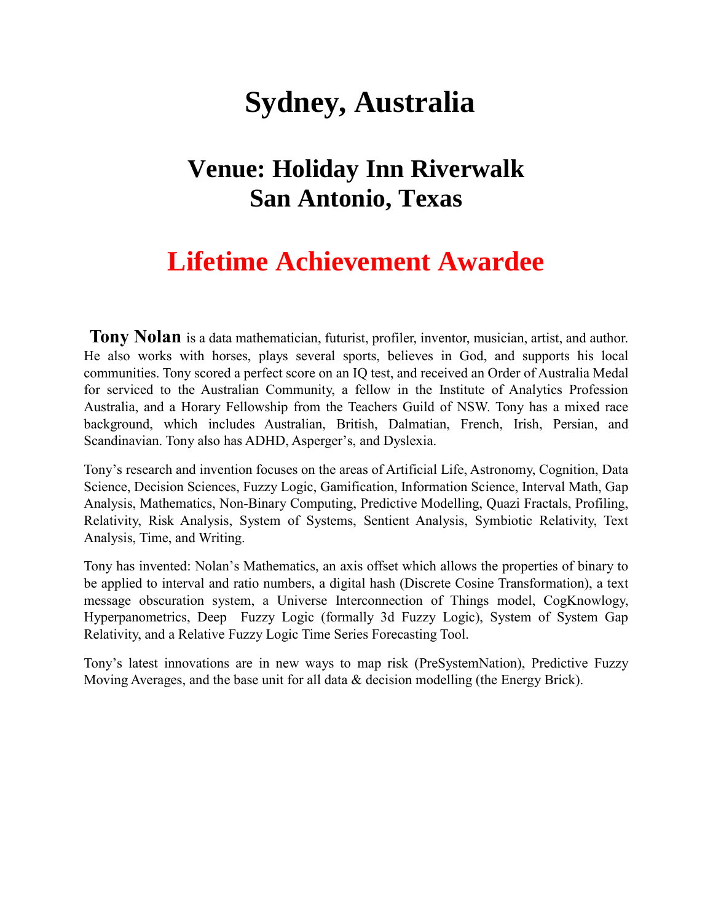# Sydney, Australia

## Venue: Holiday Inn Riverwalk
## San Antonio, Texas

## Lifetime Achievement Awardee

**Tony Nolan** is a data mathematician, futurist, profiler, inventor, musician, artist, and author. He also works with horses, plays several sports, believes in God, and supports his local communities. Tony scored a perfect score on an IQ test, and received an Order of Australia Medal for serviced to the Australian Community, a fellow in the Institute of Analytics Profession Australia, and a Horary Fellowship from the Teachers Guild of NSW. Tony has a mixed race background, which includes Australian, British, Dalmatian, French, Irish, Persian, and Scandinavian. Tony also has ADHD, Asperger's, and Dyslexia.

Tony's research and invention focuses on the areas of Artificial Life, Astronomy, Cognition, Data Science, Decision Sciences, Fuzzy Logic, Gamification, Information Science, Interval Math, Gap Analysis, Mathematics, Non-Binary Computing, Predictive Modelling, Quazi Fractals, Profiling, Relativity, Risk Analysis, System of Systems, Sentient Analysis, Symbiotic Relativity, Text Analysis, Time, and Writing.

Tony has invented: Nolan's Mathematics, an axis offset which allows the properties of binary to be applied to interval and ratio numbers, a digital hash (Discrete Cosine Transformation), a text message obscuration system, a Universe Interconnection of Things model, CogKnowlogy, Hyperpanometrics, Deep Fuzzy Logic (formally 3d Fuzzy Logic), System of System Gap Relativity, and a Relative Fuzzy Logic Time Series Forecasting Tool.

Tony's latest innovations are in new ways to map risk (PreSystemNation), Predictive Fuzzy Moving Averages, and the base unit for all data & decision modelling (the Energy Brick).